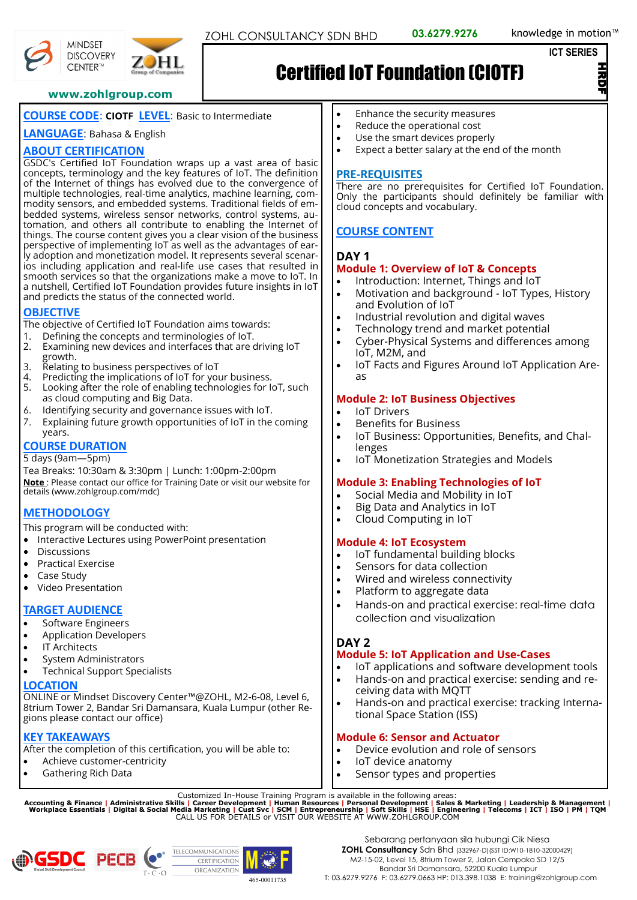ZOHL CONSULTANCY SDN BHD **03.6279.9276** knowledge in motion™

MINDSET DISCOVERY CENTER™ ZOHL Group of Companies

ICT SERIES

# Certified IoT Foundation (CIOTF)

HRDF

www.zohlgroup.com

**COURSE CODE**: **CIOTF** **LEVEL**: Basic to Intermediate

**LANGUAGE**: Bahasa & English

## ABOUT CERTIFICATION

GSDC's Certified IoT Foundation wraps up a vast area of basic concepts, terminology and the key features of IoT. The definition of the Internet of things has evolved due to the convergence of multiple technologies, real-time analytics, machine learning, commodity sensors, and embedded systems. Traditional fields of embedded systems, wireless sensor networks, control systems, automation, and others all contribute to enabling the Internet of things. The course content gives you a clear vision of the business perspective of implementing IoT as well as the advantages of early adoption and monetization model. It represents several scenarios including application and real-life use cases that resulted in smooth services so that the organizations make a move to IoT. In a nutshell, Certified IoT Foundation provides future insights in IoT and predicts the status of the connected world.

## OBJECTIVE

The objective of Certified IoT Foundation aims towards:

1. Defining the concepts and terminologies of IoT.
2. Examining new devices and interfaces that are driving IoT growth.
3. Relating to business perspectives of IoT
4. Predicting the implications of IoT for your business.
5. Looking after the role of enabling technologies for IoT, such as cloud computing and Big Data.
6. Identifying security and governance issues with IoT.
7. Explaining future growth opportunities of IoT in the coming years.

## COURSE DURATION

5 days (9am—5pm)

Tea Breaks: 10:30am & 3:30pm | Lunch: 1:00pm-2:00pm

**Note** : Please contact our office for Training Date or visit our website for details (www.zohlgroup.com/mdc)

## METHODOLOGY

This program will be conducted with:

- Interactive Lectures using PowerPoint presentation
- Discussions
- Practical Exercise
- Case Study
- Video Presentation

## TARGET AUDIENCE

- Software Engineers
- Application Developers
- IT Architects
- System Administrators
- Technical Support Specialists

## LOCATION

ONLINE or Mindset Discovery Center™@ZOHL, M2-6-08, Level 6, 8trium Tower 2, Bandar Sri Damansara, Kuala Lumpur (other Regions please contact our office)

## KEY TAKEAWAYS

After the completion of this certification, you will be able to:

- Achieve customer-centricity
- Gathering Rich Data
- Enhance the security measures
- Reduce the operational cost
- Use the smart devices properly
- Expect a better salary at the end of the month

## PRE-REQUISITES

There are no prerequisites for Certified IoT Foundation. Only the participants should definitely be familiar with cloud concepts and vocabulary.

## COURSE CONTENT

### DAY 1

**Module 1: Overview of IoT & Concepts**

- Introduction: Internet, Things and IoT
- Motivation and background - IoT Types, History and Evolution of IoT
- Industrial revolution and digital waves
- Technology trend and market potential
- Cyber-Physical Systems and differences among IoT, M2M, and
- IoT Facts and Figures Around IoT Application Areas

**Module 2: IoT Business Objectives**

- IoT Drivers
- Benefits for Business
- IoT Business: Opportunities, Benefits, and Challenges
- IoT Monetization Strategies and Models

**Module 3: Enabling Technologies of IoT**

- Social Media and Mobility in IoT
- Big Data and Analytics in IoT
- Cloud Computing in IoT

**Module 4: IoT Ecosystem**

- IoT fundamental building blocks
- Sensors for data collection
- Wired and wireless connectivity
- Platform to aggregate data
- Hands-on and practical exercise: real-time data collection and visualization

### DAY 2

**Module 5: IoT Application and Use-Cases**

- IoT applications and software development tools
- Hands-on and practical exercise: sending and receiving data with MQTT
- Hands-on and practical exercise: tracking International Space Station (ISS)

**Module 6: Sensor and Actuator**

- Device evolution and role of sensors
- IoT device anatomy
- Sensor types and properties

Customized In-House Training Program is available in the following areas:
**Accounting & Finance** | **Administrative Skills** | **Career Development** | **Human Resources** | **Personal Development** | **Sales & Marketing** | **Leadership & Management** | **Workplace Essentials** | **Digital & Social Media Marketing** | **Cust Svc** | **SCM** | **Entrepreneurship** | **Soft Skills** | **HSE** | **Engineering** | **Telecoms** | **ICT** | **ISO** | **PM** | **TQM**
CALL US FOR DETAILS or VISIT OUR WEBSITE AT WWW.ZOHLGROUP.COM

GSDC PECB T·C·O TELECOMMUNICATIONS CERTIFICATION ORGANIZATION MOF 465-00011735

Sebarang pertanyaan sila hubungi Cik Niesa
**ZOHL Consultancy** Sdn Bhd (332967-D)(SST ID:W10-1810-32000429)
M2-15-02, Level 15, 8trium Tower 2, Jalan Cempaka SD 12/5
Bandar Sri Damansara, 52200 Kuala Lumpur
T: 03.6279.9276 F: 03.6279.0663 HP: 013.398.1038 E: training@zohlgroup.com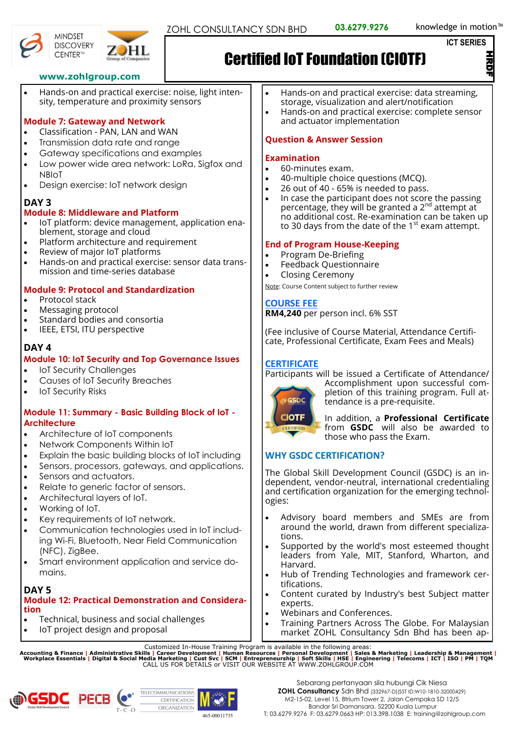ZOHL CONSULTANCY SDN BHD **03.6279.9276** knowledge in motion™

MINDSET DISCOVERY CENTER™ ZOHL Group of Companies

**www.zohlgroup.com**

ICT SERIES

# Certified IoT Foundation (CIOTF)

HRDF

- Hands-on and practical exercise: noise, light intensity, temperature and proximity sensors

### Module 7: Gateway and Network

- Classification - PAN, LAN and WAN
- Transmission data rate and range
- Gateway specifications and examples
- Low power wide area network: LoRa, Sigfox and NBIoT
- Design exercise: IoT network design

## DAY 3

### Module 8: Middleware and Platform

- IoT platform: device management, application enablement, storage and cloud
- Platform architecture and requirement
- Review of major IoT platforms
- Hands-on and practical exercise: sensor data transmission and time-series database

### Module 9: Protocol and Standardization

- Protocol stack
- Messaging protocol
- Standard bodies and consortia
- IEEE, ETSI, ITU perspective

## DAY 4

### Module 10: IoT Security and Top Governance Issues

- IoT Security Challenges
- Causes of IoT Security Breaches
- IoT Security Risks

### Module 11: Summary - Basic Building Block of IoT - Architecture

- Architecture of IoT components
- Network Components Within IoT
- Explain the basic building blocks of IoT including
- Sensors, processors, gateways, and applications.
- Sensors and actuators.
- Relate to generic factor of sensors.
- Architectural layers of IoT.
- Working of IoT.
- Key requirements of IoT network.
- Communication technologies used in IoT including Wi-Fi, Bluetooth, Near Field Communication (NFC), ZigBee.
- Smart environment application and service domains.

## DAY 5

### Module 12: Practical Demonstration and Consideration

- Technical, business and social challenges
- IoT project design and proposal

---

- Hands-on and practical exercise: data streaming, storage, visualization and alert/notification
- Hands-on and practical exercise: complete sensor and actuator implementation

### Question & Answer Session

### Examination

- 60-minutes exam.
- 40-multiple choice questions (MCQ).
- 26 out of 40 - 65% is needed to pass.
- In case the participant does not score the passing percentage, they will be granted a 2nd attempt at no additional cost. Re-examination can be taken up to 30 days from the date of the 1st exam attempt.

### End of Program House-Keeping

- Program De-Briefing
- Feedback Questionnaire
- Closing Ceremony

Note: Course Content subject to further review

### COURSE FEE

**RM4,240** per person incl. 6% SST

(Fee inclusive of Course Material, Attendance Certificate, Professional Certificate, Exam Fees and Meals)

### CERTIFICATE

Participants will be issued a Certificate of Attendance/ Accomplishment upon successful completion of this training program. Full attendance is a pre-requisite.

In addition, a **Professional Certificate** from **GSDC** will also be awarded to those who pass the Exam.

### WHY GSDC CERTIFICATION?

The Global Skill Development Council (GSDC) is an independent, vendor-neutral, international credentialing and certification organization for the emerging technologies:

- Advisory board members and SMEs are from around the world, drawn from different specializations.
- Supported by the world's most esteemed thought leaders from Yale, MIT, Stanford, Wharton, and Harvard.
- Hub of Trending Technologies and framework certifications.
- Content curated by Industry's best Subject matter experts.
- Webinars and Conferences.
- Training Partners Across The Globe. For Malaysian market ZOHL Consultancy Sdn Bhd has been ap-

---

Customized In-House Training Program is available in the following areas:
**Accounting & Finance | Administrative Skills | Career Development | Human Resources | Personal Development | Sales & Marketing | Leadership & Management | Workplace Essentials | Digital & Social Media Marketing | Cust Svc | SCM | Entrepreneurship | Soft Skills | HSE | Engineering | Telecoms | ICT | ISO | PM | TQM**
CALL US FOR DETAILS or VISIT OUR WEBSITE AT WWW.ZOHLGROUP.COM

465-00011735

Sebarang pertanyaan sila hubungi Cik Niesa
**ZOHL Consultancy** Sdn Bhd (332967-D)(SST ID:W10-1810-32000429)
M2-15-02, Level 15, 8trium Tower 2, Jalan Cempaka SD 12/5
Bandar Sri Damansara, 52200 Kuala Lumpur
T: 03.6279.9276 F: 03.6279.0663 HP: 013.398.1038 E: training@zohlgroup.com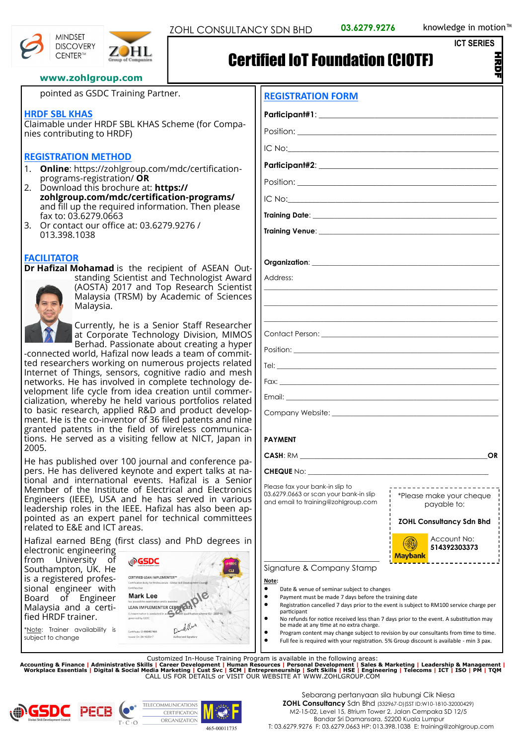ZOHL CONSULTANCY SDN BHD 03.6279.9276 knowledge in motion™

MINDSET DISCOVERY CENTER™

www.zohlgroup.com

ICT SERIES

# Certified IoT Foundation (CIOTF)

HRDF

pointed as GSDC Training Partner.

## HRDF SBL KHAS

Claimable under HRDF SBL KHAS Scheme (for Companies contributing to HRDF)

## REGISTRATION METHOD

1. **Online**: https://zohlgroup.com/mdc/certification-programs-registration/ **OR**
2. Download this brochure at: **https://zohlgroup.com/mdc/certification-programs/** and fill up the required information. Then please fax to: 03.6279.0663
3. Or contact our office at: 03.6279.9276 / 013.398.1038

## FACILITATOR

**Dr Hafizal Mohamad** is the recipient of ASEAN Outstanding Scientist and Technologist Award (AOSTA) 2017 and Top Research Scientist Malaysia (TRSM) by Academic of Sciences Malaysia.

Currently, he is a Senior Staff Researcher at Corporate Technology Division, MIMOS Berhad. Passionate about creating a hyper-connected world, Hafizal now leads a team of committed researchers working on numerous projects related Internet of Things, sensors, cognitive radio and mesh networks. He has involved in complete technology development life cycle from idea creation until commercialization, whereby he held various portfolios related to basic research, applied R&D and product development. He is the co-inventor of 36 filed patents and nine granted patents in the field of wireless communications. He served as a visiting fellow at NICT, Japan in 2005.

He has published over 100 journal and conference papers. He has delivered keynote and expert talks at national and international events. Hafizal is a Senior Member of the Institute of Electrical and Electronics Engineers (IEEE), USA and he has served in various leadership roles in the IEEE. Hafizal has also been appointed as an expert panel for technical committees related to E&E and ICT areas.

Hafizal earned BEng (first class) and PhD degrees in electronic engineering from University of Southampton, UK. He is a registered professional engineer with Board of Engineer Malaysia and a certified HRDF trainer.

*Note: Trainer availability is subject to change

## REGISTRATION FORM

**Participant#1**: ____________________

Position: ____________________

IC No: ____________________

**Participant#2**: ____________________

Position: ____________________

IC No: ____________________

**Training Date**: ____________________

**Training Venue**: ____________________

**Organization**: ____________________

Address: ____________________

Contact Person: ____________________

Position: ____________________

Tel: ____________________

Fax: ____________________

Email: ____________________

Company Website: ____________________

**PAYMENT**

**CASH**: RM ____________________ **OR**

**CHEQUE** No: ____________________

Please fax your bank-in slip to 03.6279.0663 or scan your bank-in slip and email to training@zohlgroup.com

*Please make your cheque payable to:

**ZOHL Consultancy Sdn Bhd**

Maybank Account No: **514392303373**

Signature & Company Stamp

**Note:**

- Date & venue of seminar subject to changes
- Payment must be made 7 days before the training date
- Registration cancelled 7 days prior to the event is subject to RM100 service charge per participant
- No refunds for notice received less than 7 days prior to the event. A substitution may be made at any time at no extra charge.
- Program content may change subject to revision by our consultants from time to time.
- Full fee is required with your registration. 5% Group discount is available - min 3 pax.

Customized In-House Training Program is available in the following areas:
**Accounting & Finance | Administrative Skills | Career Development | Human Resources | Personal Development | Sales & Marketing | Leadership & Management | Workplace Essentials | Digital & Social Media Marketing | Cust Svc | SCM | Entrepreneurship | Soft Skills | HSE | Engineering | Telecoms | ICT | ISO | PM | TQM**
CALL US FOR DETAILS or VISIT OUR WEBSITE AT WWW.ZOHLGROUP.COM

Sebarang pertanyaan sila hubungi Cik Niesa
**ZOHL Consultancy** Sdn Bhd (332967-D)(SST ID:W10-1810-32000429)
M2-15-02, Level 15, 8trium Tower 2, Jalan Cempaka SD 12/5
Bandar Sri Damansara, 52200 Kuala Lumpur
T: 03.6279.9276 F: 03.6279.0663 HP: 013.398.1038 E: training@zohlgroup.com

465-00011735